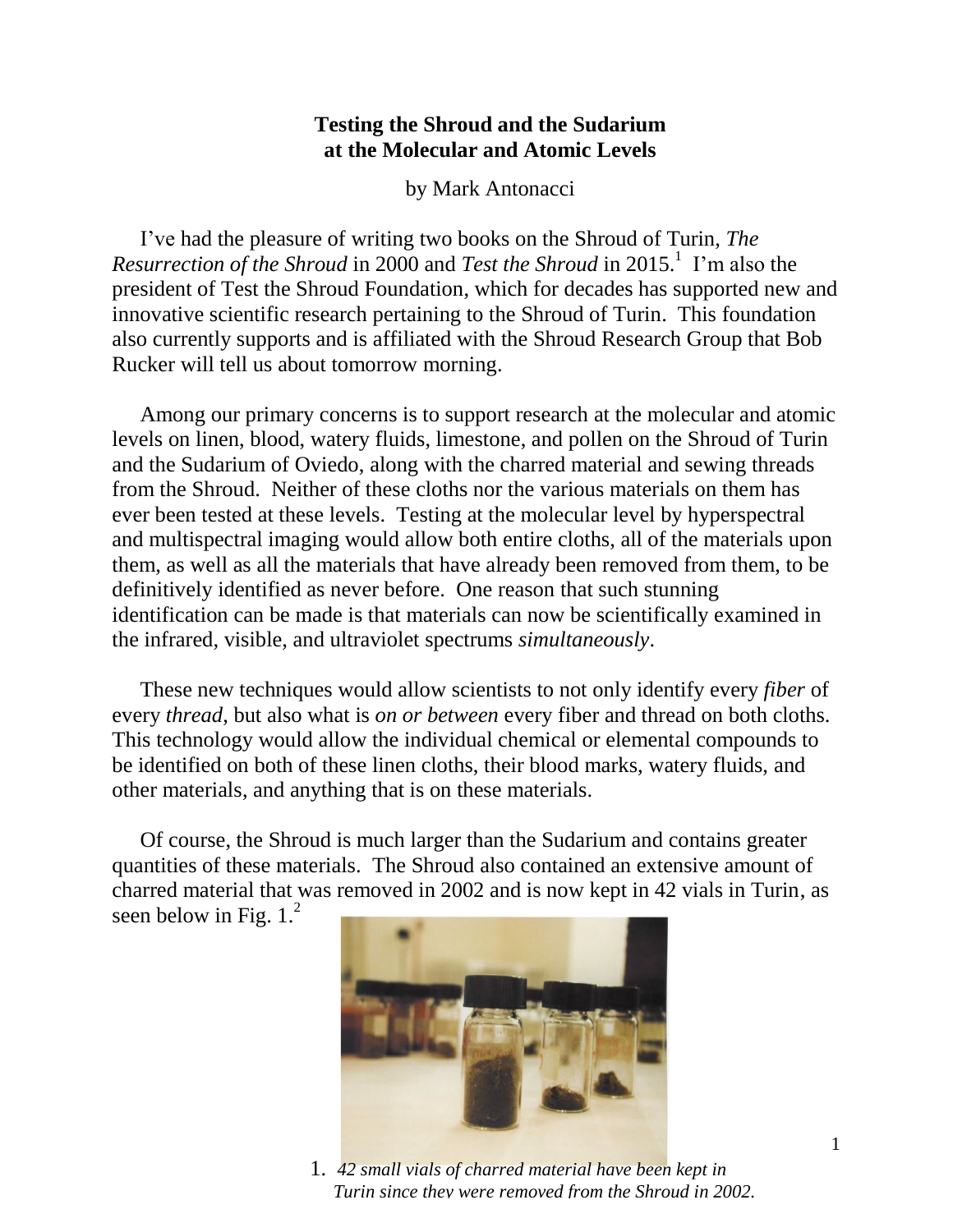# Testing the Shroud and the Sudarium at the Molecular and Atomic Levels

by Mark Antonacci

I've had the pleasure of writing two books on the Shroud of Turin, *The Resurrection of the Shroud* in 2000 and *Test the Shroud* in 2015.[1] I'm also the president of Test the Shroud Foundation, which for decades has supported new and innovative scientific research pertaining to the Shroud of Turin. This foundation also currently supports and is affiliated with the Shroud Research Group that Bob Rucker will tell us about tomorrow morning.

Among our primary concerns is to support research at the molecular and atomic levels on linen, blood, watery fluids, limestone, and pollen on the Shroud of Turin and the Sudarium of Oviedo, along with the charred material and sewing threads from the Shroud. Neither of these cloths nor the various materials on them has ever been tested at these levels. Testing at the molecular level by hyperspectral and multispectral imaging would allow both entire cloths, all of the materials upon them, as well as all the materials that have already been removed from them, to be definitively identified as never before. One reason that such stunning identification can be made is that materials can now be scientifically examined in the infrared, visible, and ultraviolet spectrums *simultaneously*.

These new techniques would allow scientists to not only identify every *fiber* of every *thread*, but also what is *on or between* every fiber and thread on both cloths. This technology would allow the individual chemical or elemental compounds to be identified on both of these linen cloths, their blood marks, watery fluids, and other materials, and anything that is on these materials.

Of course, the Shroud is much larger than the Sudarium and contains greater quantities of these materials. The Shroud also contained an extensive amount of charred material that was removed in 2002 and is now kept in 42 vials in Turin, as seen below in Fig. 1.[2]

1. *42 small vials of charred material have been kept in Turin since they were removed from the Shroud in 2002.*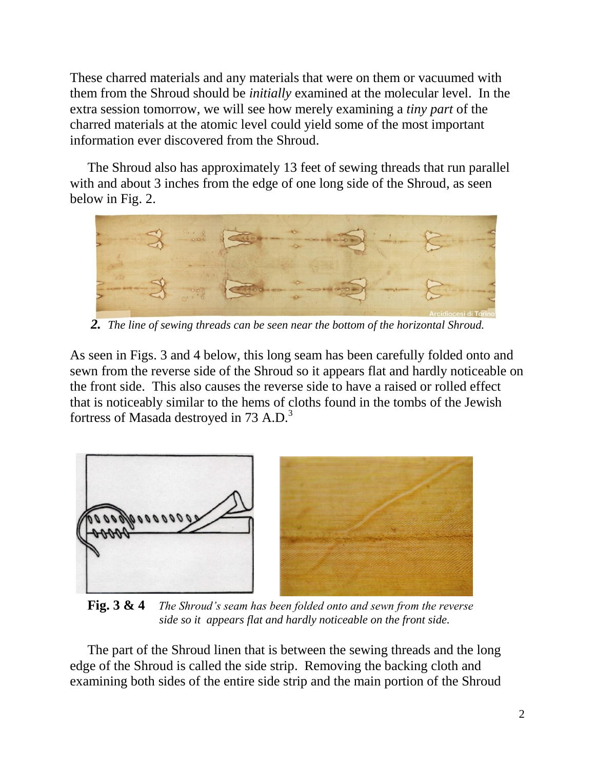These charred materials and any materials that were on them or vacuumed with them from the Shroud should be *initially* examined at the molecular level. In the extra session tomorrow, we will see how merely examining a *tiny part* of the charred materials at the atomic level could yield some of the most important information ever discovered from the Shroud.

The Shroud also has approximately 13 feet of sewing threads that run parallel with and about 3 inches from the edge of one long side of the Shroud, as seen below in Fig. 2.

***2.*** *The line of sewing threads can be seen near the bottom of the horizontal Shroud.*

As seen in Figs. 3 and 4 below, this long seam has been carefully folded onto and sewn from the reverse side of the Shroud so it appears flat and hardly noticeable on the front side. This also causes the reverse side to have a raised or rolled effect that is noticeably similar to the hems of cloths found in the tombs of the Jewish fortress of Masada destroyed in 73 A.D.[3]

**Fig. 3 & 4** *The Shroud's seam has been folded onto and sewn from the reverse side so it appears flat and hardly noticeable on the front side.*

The part of the Shroud linen that is between the sewing threads and the long edge of the Shroud is called the side strip. Removing the backing cloth and examining both sides of the entire side strip and the main portion of the Shroud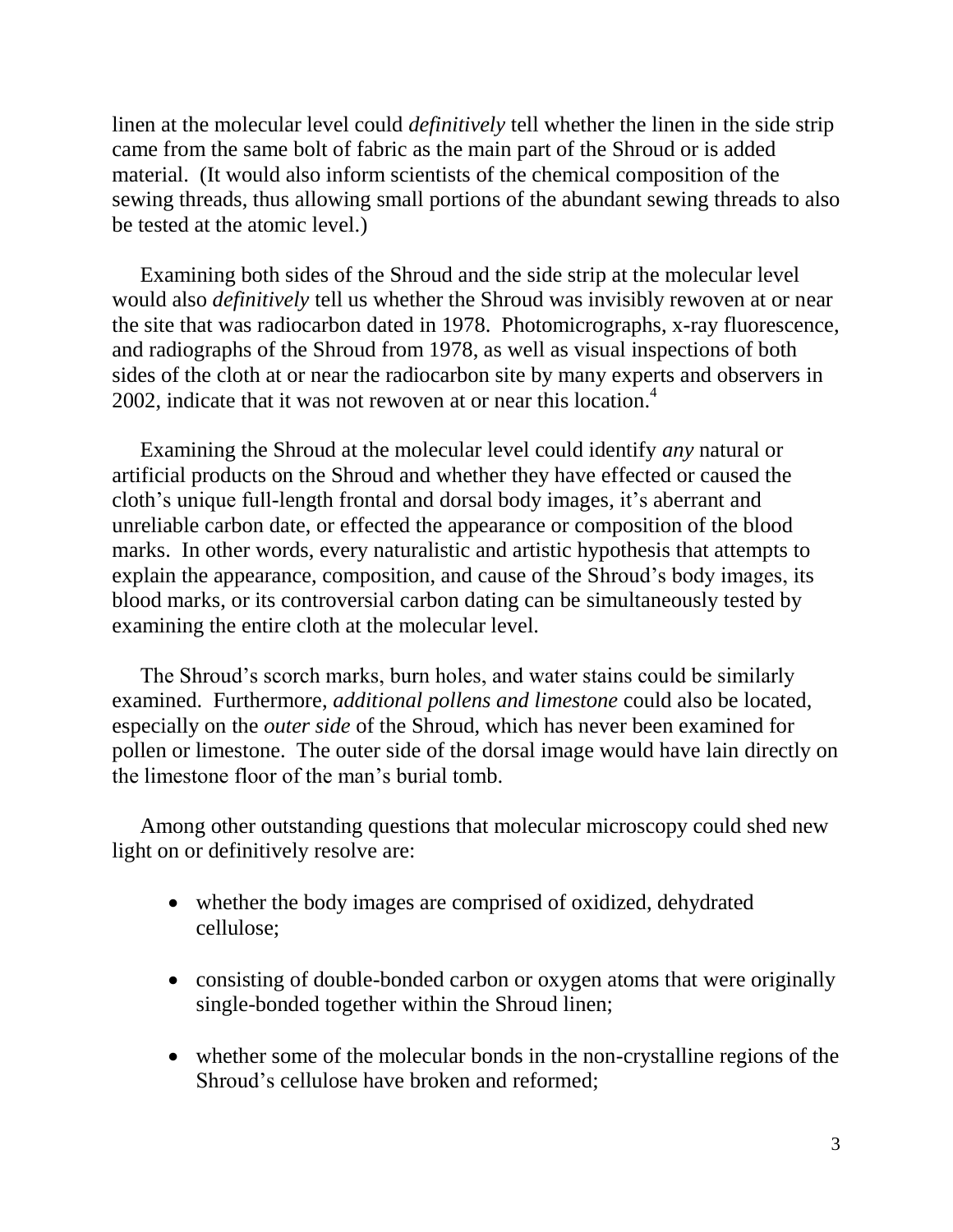linen at the molecular level could *definitively* tell whether the linen in the side strip came from the same bolt of fabric as the main part of the Shroud or is added material. (It would also inform scientists of the chemical composition of the sewing threads, thus allowing small portions of the abundant sewing threads to also be tested at the atomic level.)

Examining both sides of the Shroud and the side strip at the molecular level would also *definitively* tell us whether the Shroud was invisibly rewoven at or near the site that was radiocarbon dated in 1978. Photomicrographs, x-ray fluorescence, and radiographs of the Shroud from 1978, as well as visual inspections of both sides of the cloth at or near the radiocarbon site by many experts and observers in 2002, indicate that it was not rewoven at or near this location.[4]

Examining the Shroud at the molecular level could identify *any* natural or artificial products on the Shroud and whether they have effected or caused the cloth's unique full-length frontal and dorsal body images, it's aberrant and unreliable carbon date, or effected the appearance or composition of the blood marks. In other words, every naturalistic and artistic hypothesis that attempts to explain the appearance, composition, and cause of the Shroud's body images, its blood marks, or its controversial carbon dating can be simultaneously tested by examining the entire cloth at the molecular level.

The Shroud's scorch marks, burn holes, and water stains could be similarly examined. Furthermore, *additional pollens and limestone* could also be located, especially on the *outer side* of the Shroud, which has never been examined for pollen or limestone. The outer side of the dorsal image would have lain directly on the limestone floor of the man's burial tomb.

Among other outstanding questions that molecular microscopy could shed new light on or definitively resolve are:

- whether the body images are comprised of oxidized, dehydrated cellulose;
- consisting of double-bonded carbon or oxygen atoms that were originally single-bonded together within the Shroud linen;
- whether some of the molecular bonds in the non-crystalline regions of the Shroud's cellulose have broken and reformed;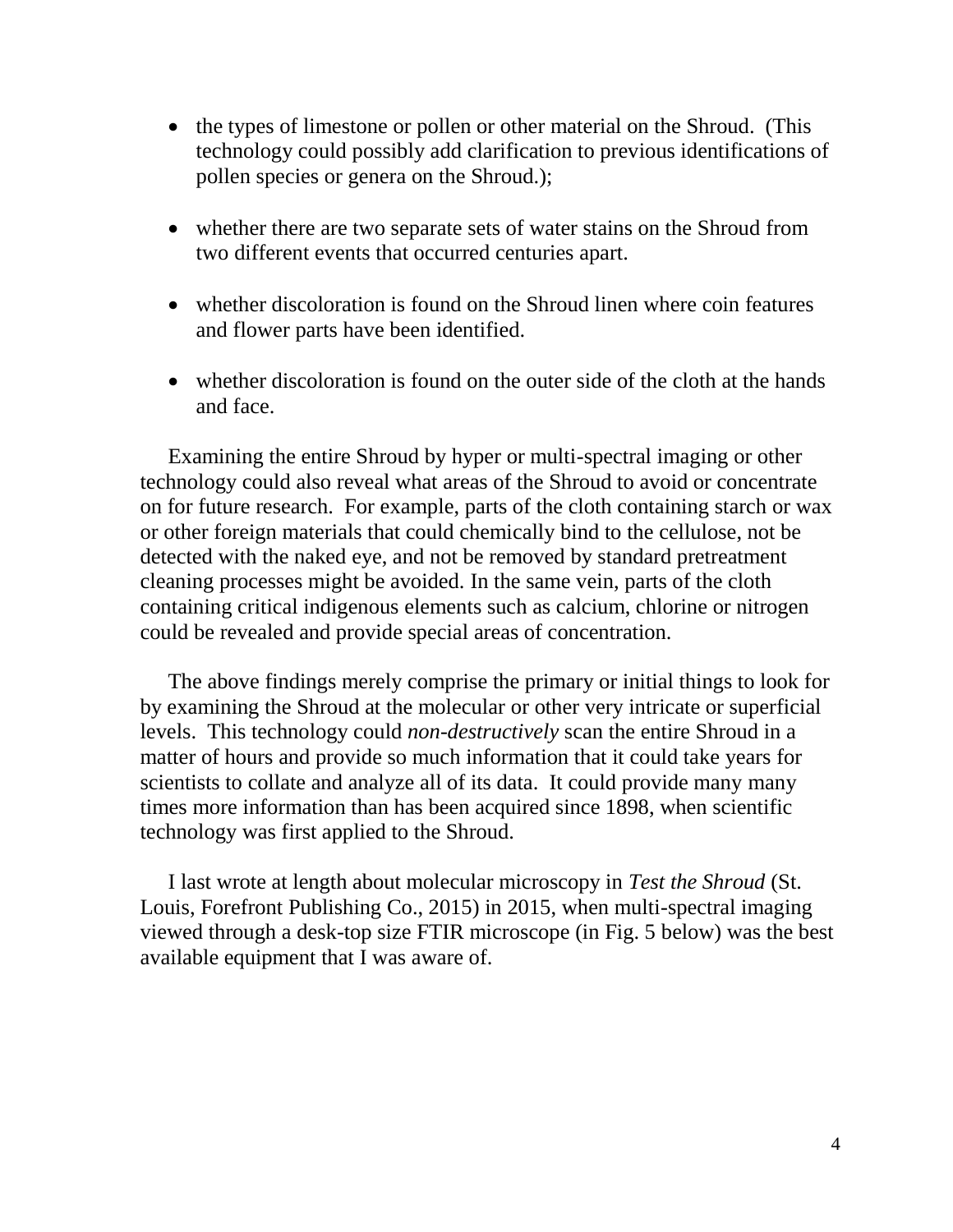- the types of limestone or pollen or other material on the Shroud. (This technology could possibly add clarification to previous identifications of pollen species or genera on the Shroud.);

- whether there are two separate sets of water stains on the Shroud from two different events that occurred centuries apart.

- whether discoloration is found on the Shroud linen where coin features and flower parts have been identified.

- whether discoloration is found on the outer side of the cloth at the hands and face.

Examining the entire Shroud by hyper or multi-spectral imaging or other technology could also reveal what areas of the Shroud to avoid or concentrate on for future research. For example, parts of the cloth containing starch or wax or other foreign materials that could chemically bind to the cellulose, not be detected with the naked eye, and not be removed by standard pretreatment cleaning processes might be avoided. In the same vein, parts of the cloth containing critical indigenous elements such as calcium, chlorine or nitrogen could be revealed and provide special areas of concentration.

The above findings merely comprise the primary or initial things to look for by examining the Shroud at the molecular or other very intricate or superficial levels. This technology could *non-destructively* scan the entire Shroud in a matter of hours and provide so much information that it could take years for scientists to collate and analyze all of its data. It could provide many many times more information than has been acquired since 1898, when scientific technology was first applied to the Shroud.

I last wrote at length about molecular microscopy in *Test the Shroud* (St. Louis, Forefront Publishing Co., 2015) in 2015, when multi-spectral imaging viewed through a desk-top size FTIR microscope (in Fig. 5 below) was the best available equipment that I was aware of.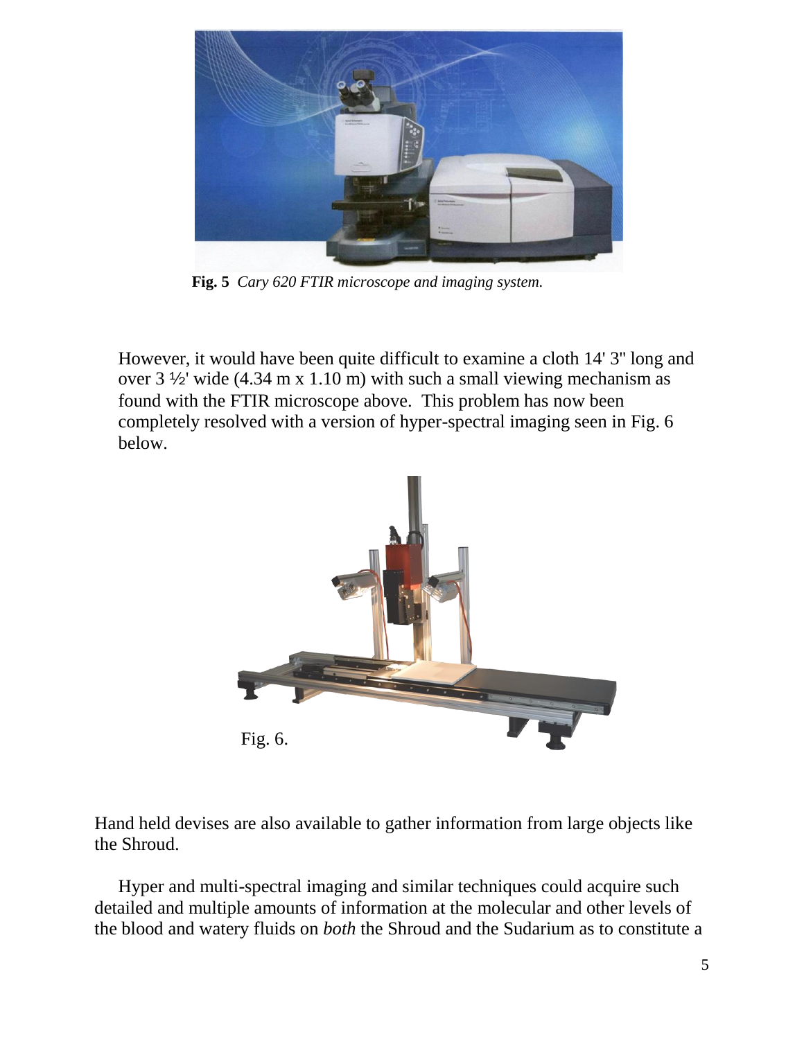**Fig. 5** *Cary 620 FTIR microscope and imaging system.*

However, it would have been quite difficult to examine a cloth 14' 3" long and over 3 ½' wide (4.34 m x 1.10 m) with such a small viewing mechanism as found with the FTIR microscope above. This problem has now been completely resolved with a version of hyper-spectral imaging seen in Fig. 6 below.

Fig. 6.

Hand held devises are also available to gather information from large objects like the Shroud.

Hyper and multi-spectral imaging and similar techniques could acquire such detailed and multiple amounts of information at the molecular and other levels of the blood and watery fluids on *both* the Shroud and the Sudarium as to constitute a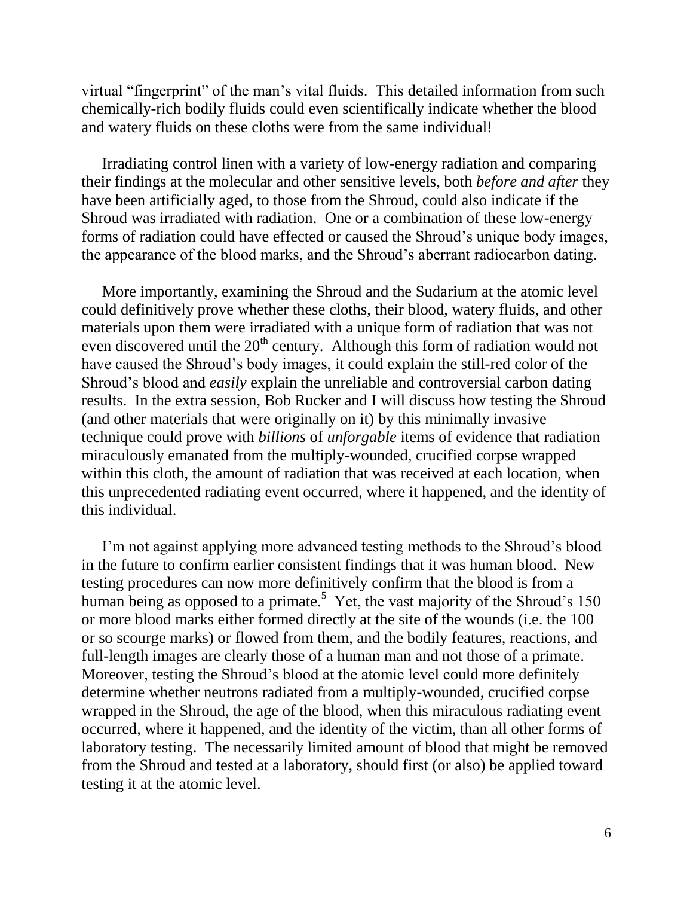virtual "fingerprint" of the man's vital fluids. This detailed information from such chemically-rich bodily fluids could even scientifically indicate whether the blood and watery fluids on these cloths were from the same individual!

Irradiating control linen with a variety of low-energy radiation and comparing their findings at the molecular and other sensitive levels, both *before and after* they have been artificially aged, to those from the Shroud, could also indicate if the Shroud was irradiated with radiation. One or a combination of these low-energy forms of radiation could have effected or caused the Shroud's unique body images, the appearance of the blood marks, and the Shroud's aberrant radiocarbon dating.

More importantly, examining the Shroud and the Sudarium at the atomic level could definitively prove whether these cloths, their blood, watery fluids, and other materials upon them were irradiated with a unique form of radiation that was not even discovered until the 20th century. Although this form of radiation would not have caused the Shroud's body images, it could explain the still-red color of the Shroud's blood and *easily* explain the unreliable and controversial carbon dating results. In the extra session, Bob Rucker and I will discuss how testing the Shroud (and other materials that were originally on it) by this minimally invasive technique could prove with *billions* of *unforgable* items of evidence that radiation miraculously emanated from the multiply-wounded, crucified corpse wrapped within this cloth, the amount of radiation that was received at each location, when this unprecedented radiating event occurred, where it happened, and the identity of this individual.

I'm not against applying more advanced testing methods to the Shroud's blood in the future to confirm earlier consistent findings that it was human blood. New testing procedures can now more definitively confirm that the blood is from a human being as opposed to a primate.[5] Yet, the vast majority of the Shroud's 150 or more blood marks either formed directly at the site of the wounds (i.e. the 100 or so scourge marks) or flowed from them, and the bodily features, reactions, and full-length images are clearly those of a human man and not those of a primate. Moreover, testing the Shroud's blood at the atomic level could more definitely determine whether neutrons radiated from a multiply-wounded, crucified corpse wrapped in the Shroud, the age of the blood, when this miraculous radiating event occurred, where it happened, and the identity of the victim, than all other forms of laboratory testing. The necessarily limited amount of blood that might be removed from the Shroud and tested at a laboratory, should first (or also) be applied toward testing it at the atomic level.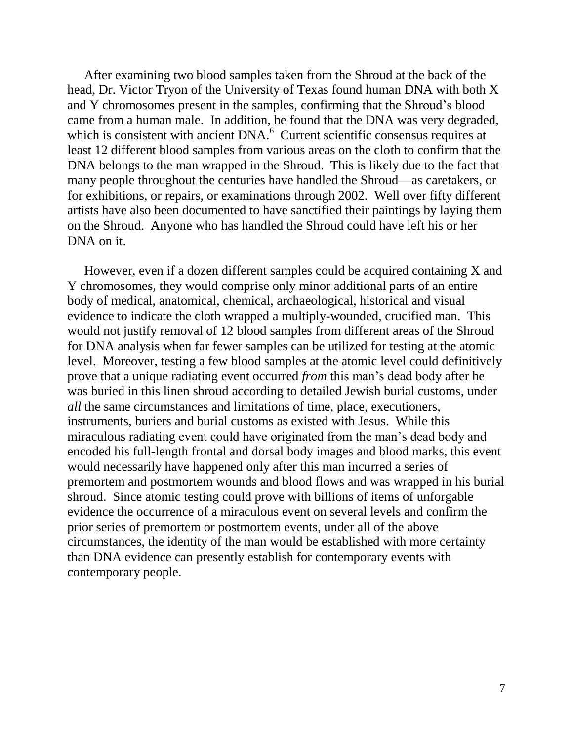After examining two blood samples taken from the Shroud at the back of the head, Dr. Victor Tryon of the University of Texas found human DNA with both X and Y chromosomes present in the samples, confirming that the Shroud's blood came from a human male. In addition, he found that the DNA was very degraded, which is consistent with ancient DNA.[6] Current scientific consensus requires at least 12 different blood samples from various areas on the cloth to confirm that the DNA belongs to the man wrapped in the Shroud. This is likely due to the fact that many people throughout the centuries have handled the Shroud—as caretakers, or for exhibitions, or repairs, or examinations through 2002. Well over fifty different artists have also been documented to have sanctified their paintings by laying them on the Shroud. Anyone who has handled the Shroud could have left his or her DNA on it.

However, even if a dozen different samples could be acquired containing X and Y chromosomes, they would comprise only minor additional parts of an entire body of medical, anatomical, chemical, archaeological, historical and visual evidence to indicate the cloth wrapped a multiply-wounded, crucified man. This would not justify removal of 12 blood samples from different areas of the Shroud for DNA analysis when far fewer samples can be utilized for testing at the atomic level. Moreover, testing a few blood samples at the atomic level could definitively prove that a unique radiating event occurred *from* this man's dead body after he was buried in this linen shroud according to detailed Jewish burial customs, under *all* the same circumstances and limitations of time, place, executioners, instruments, buriers and burial customs as existed with Jesus. While this miraculous radiating event could have originated from the man's dead body and encoded his full-length frontal and dorsal body images and blood marks, this event would necessarily have happened only after this man incurred a series of premortem and postmortem wounds and blood flows and was wrapped in his burial shroud. Since atomic testing could prove with billions of items of unforgable evidence the occurrence of a miraculous event on several levels and confirm the prior series of premortem or postmortem events, under all of the above circumstances, the identity of the man would be established with more certainty than DNA evidence can presently establish for contemporary events with contemporary people.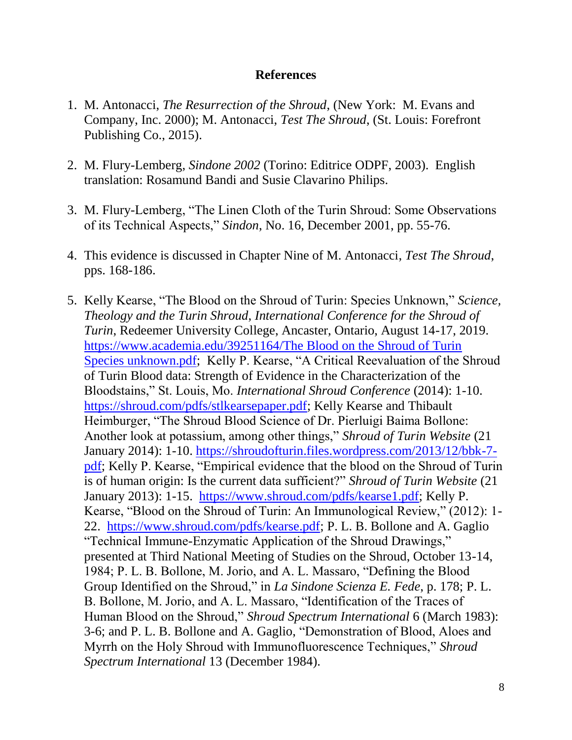## References

1. M. Antonacci, *The Resurrection of the Shroud*, (New York: M. Evans and Company, Inc. 2000); M. Antonacci, *Test The Shroud*, (St. Louis: Forefront Publishing Co., 2015).

2. M. Flury-Lemberg, *Sindone 2002* (Torino: Editrice ODPF, 2003). English translation: Rosamund Bandi and Susie Clavarino Philips.

3. M. Flury-Lemberg, "The Linen Cloth of the Turin Shroud: Some Observations of its Technical Aspects," *Sindon*, No. 16, December 2001, pp. 55-76.

4. This evidence is discussed in Chapter Nine of M. Antonacci, *Test The Shroud*, pps. 168-186.

5. Kelly Kearse, "The Blood on the Shroud of Turin: Species Unknown," *Science, Theology and the Turin Shroud, International Conference for the Shroud of Turin*, Redeemer University College, Ancaster, Ontario, August 14-17, 2019. https://www.academia.edu/39251164/The Blood on the Shroud of Turin Species unknown.pdf; Kelly P. Kearse, "A Critical Reevaluation of the Shroud of Turin Blood data: Strength of Evidence in the Characterization of the Bloodstains," St. Louis, Mo. *International Shroud Conference* (2014): 1-10. https://shroud.com/pdfs/stlkearsepaper.pdf; Kelly Kearse and Thibault Heimburger, "The Shroud Blood Science of Dr. Pierluigi Baima Bollone: Another look at potassium, among other things," *Shroud of Turin Website* (21 January 2014): 1-10. https://shroudofturin.files.wordpress.com/2013/12/bbk-7-pdf; Kelly P. Kearse, "Empirical evidence that the blood on the Shroud of Turin is of human origin: Is the current data sufficient?" *Shroud of Turin Website* (21 January 2013): 1-15. https://www.shroud.com/pdfs/kearse1.pdf; Kelly P. Kearse, "Blood on the Shroud of Turin: An Immunological Review," (2012): 1-22. https://www.shroud.com/pdfs/kearse.pdf; P. L. B. Bollone and A. Gaglio "Technical Immune-Enzymatic Application of the Shroud Drawings," presented at Third National Meeting of Studies on the Shroud, October 13-14, 1984; P. L. B. Bollone, M. Jorio, and A. L. Massaro, "Defining the Blood Group Identified on the Shroud," in *La Sindone Scienza E. Fede*, p. 178; P. L. B. Bollone, M. Jorio, and A. L. Massaro, "Identification of the Traces of Human Blood on the Shroud," *Shroud Spectrum International* 6 (March 1983): 3-6; and P. L. B. Bollone and A. Gaglio, "Demonstration of Blood, Aloes and Myrrh on the Holy Shroud with Immunofluorescence Techniques," *Shroud Spectrum International* 13 (December 1984).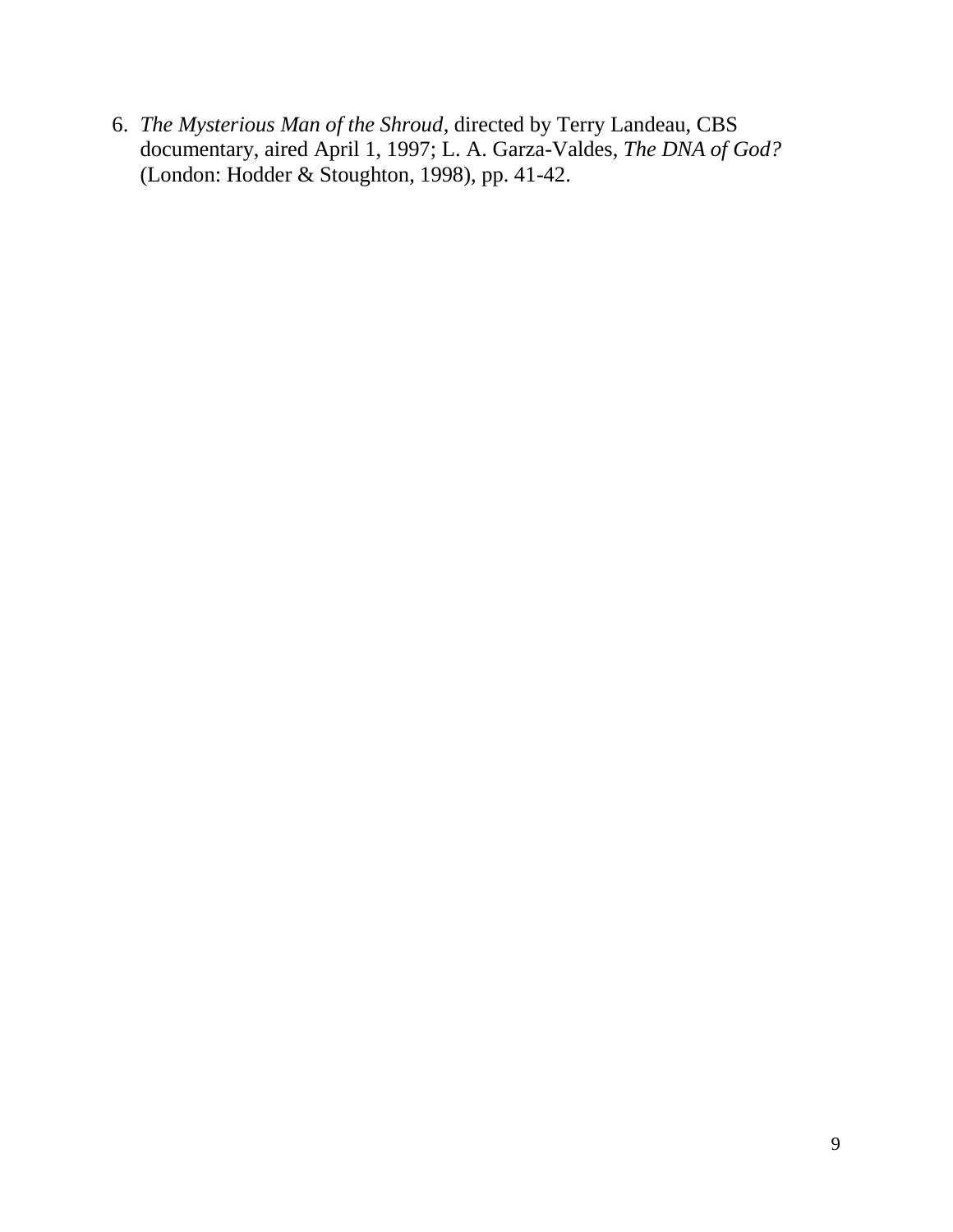6. *The Mysterious Man of the Shroud*, directed by Terry Landeau, CBS documentary, aired April 1, 1997; L. A. Garza-Valdes, *The DNA of God?* (London: Hodder & Stoughton, 1998), pp. 41-42.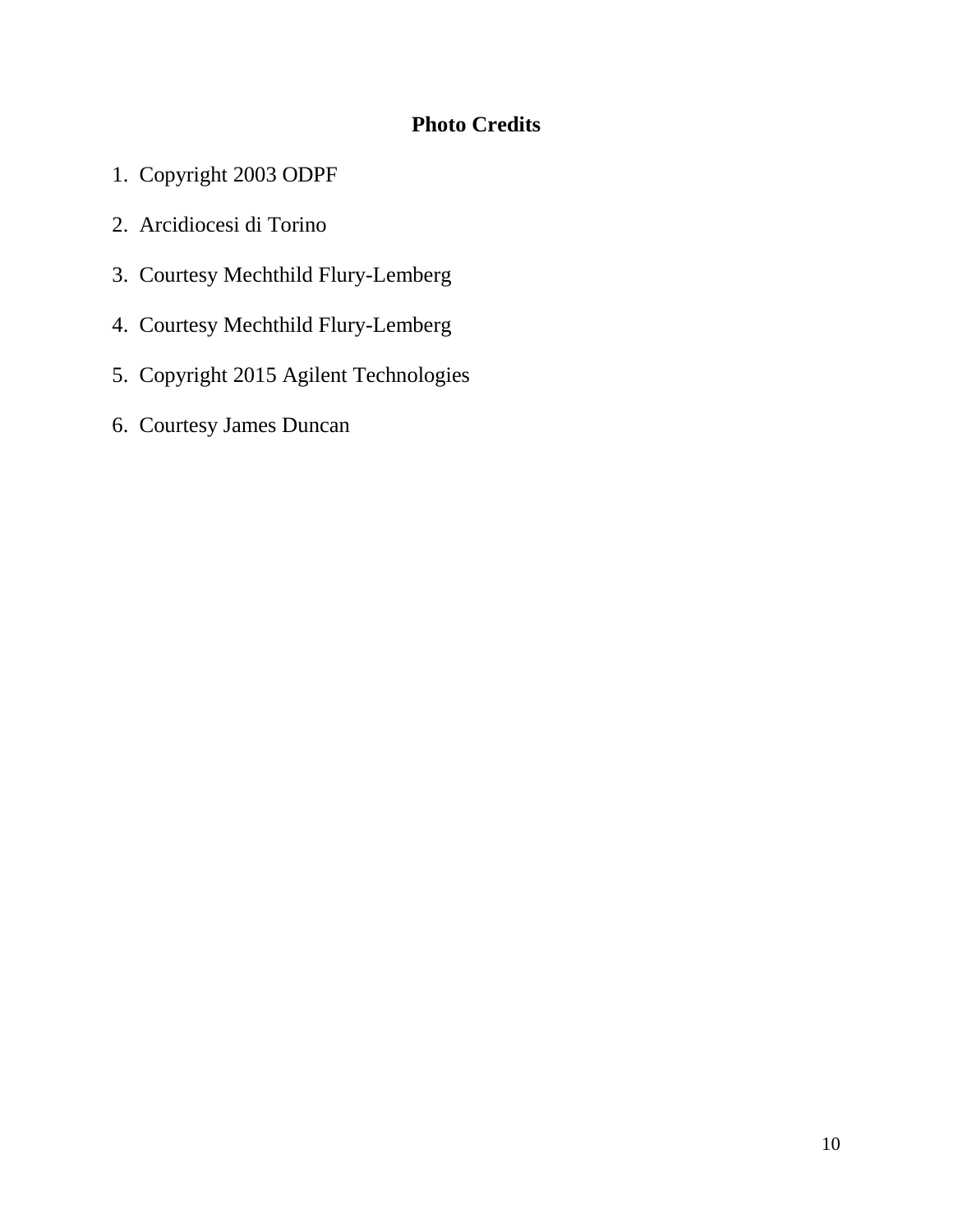## Photo Credits

1. Copyright 2003 ODPF
2. Arcidiocesi di Torino
3. Courtesy Mechthild Flury-Lemberg
4. Courtesy Mechthild Flury-Lemberg
5. Copyright 2015 Agilent Technologies
6. Courtesy James Duncan